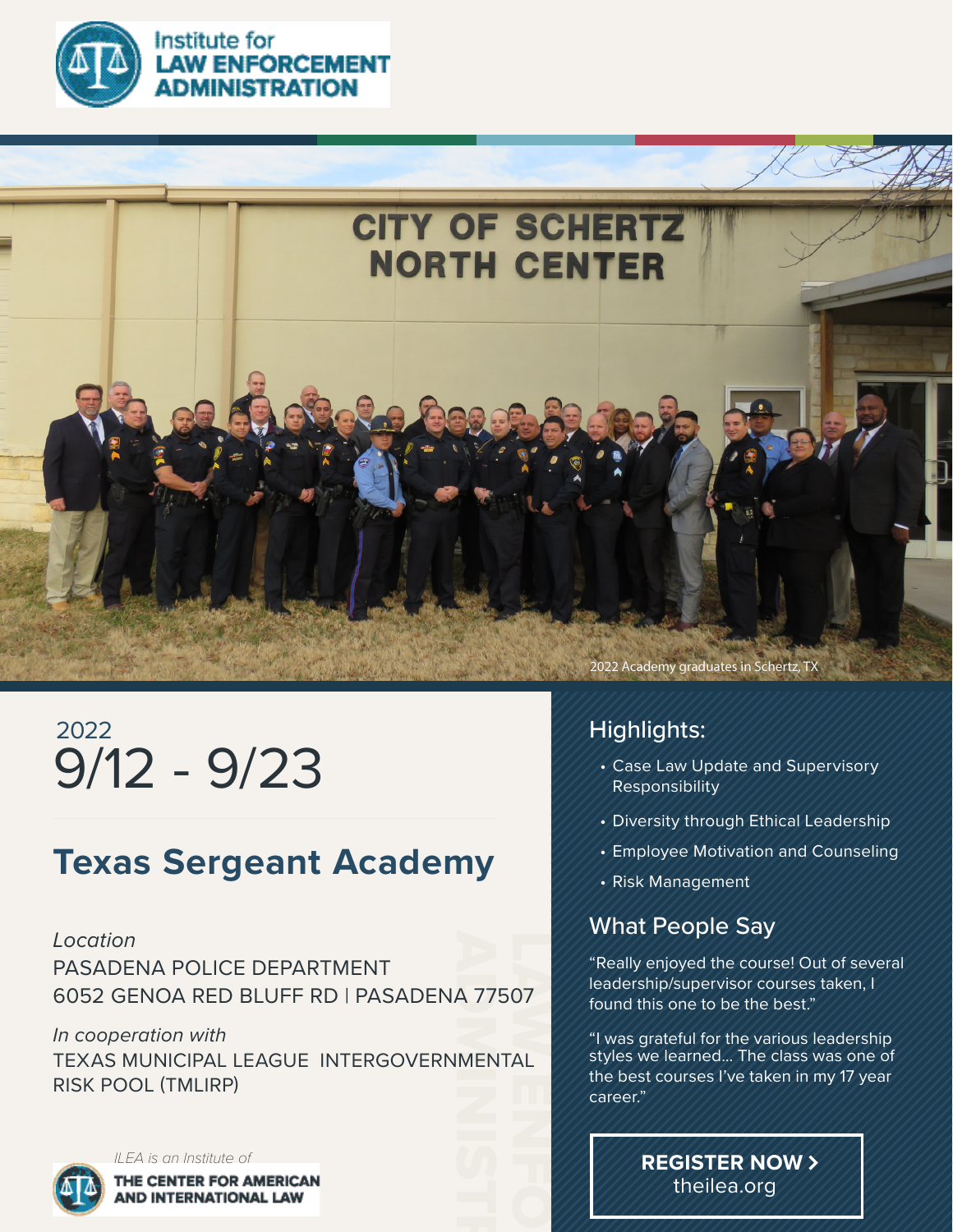Institute for **LAW ENFORCEMENT ADMINISTRATION**

2022 Academy graduates in Schertz, TX

2022

# 9/12 - 9/23

## Texas Sergeant Academy

*Location*
PASADENA POLICE DEPARTMENT
6052 GENOA RED BLUFF RD | PASADENA 77507

*In cooperation with*
TEXAS MUNICIPAL LEAGUE INTERGOVERNMENTAL RISK POOL (TMLIRP)

*ILEA is an Institute of*
**THE CENTER FOR AMERICAN AND INTERNATIONAL LAW**

### Highlights:

- Case Law Update and Supervisory Responsibility
- Diversity through Ethical Leadership
- Employee Motivation and Counseling
- Risk Management

### What People Say

"Really enjoyed the course! Out of several leadership/supervisor courses taken, I found this one to be the best."

"I was grateful for the various leadership styles we learned... The class was one of the best courses I've taken in my 17 year career."

**REGISTER NOW >**
theilea.org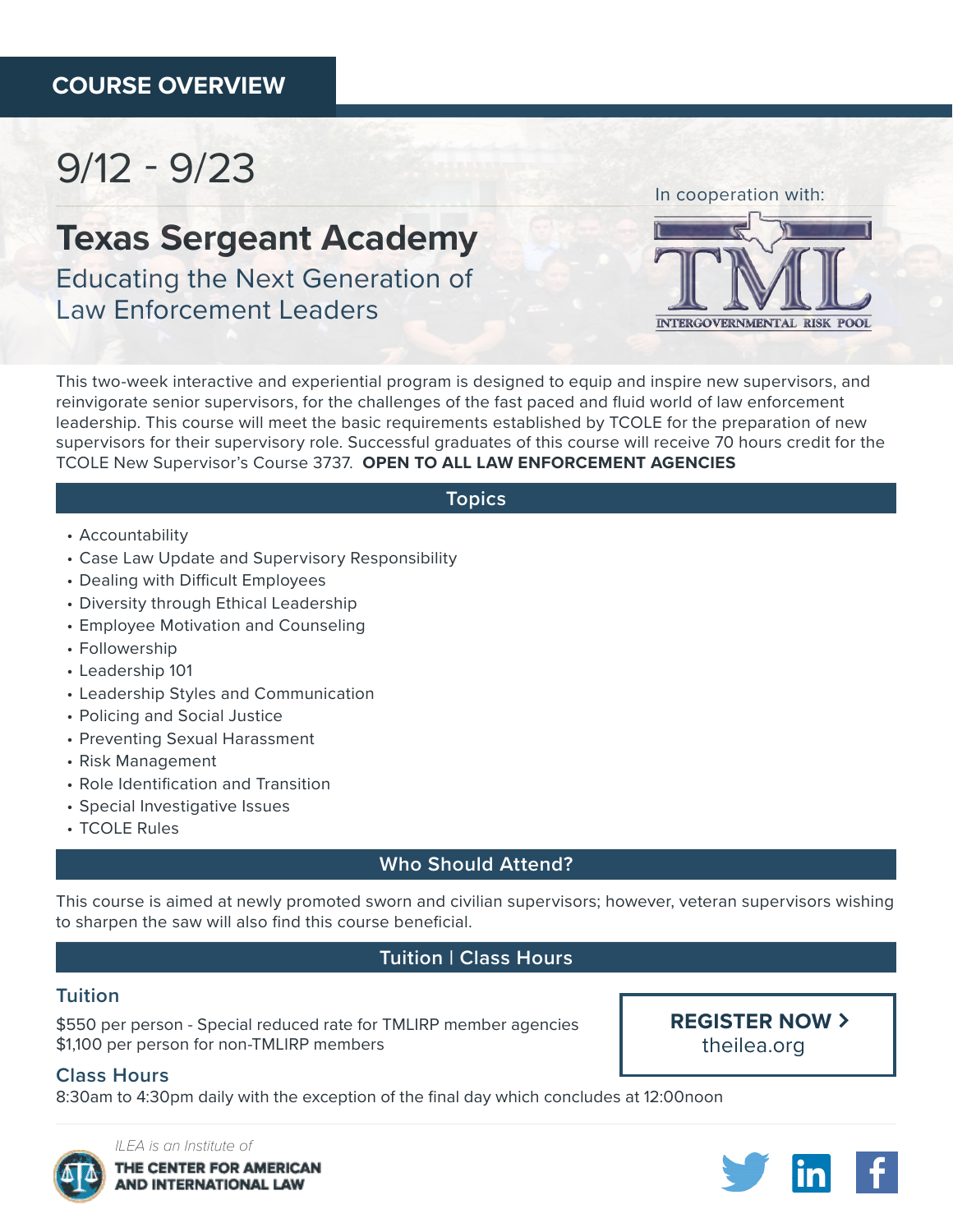## COURSE OVERVIEW

9/12 - 9/23

# Texas Sergeant Academy

Educating the Next Generation of Law Enforcement Leaders

In cooperation with:

TML INTERGOVERNMENTAL RISK POOL

This two-week interactive and experiential program is designed to equip and inspire new supervisors, and reinvigorate senior supervisors, for the challenges of the fast paced and fluid world of law enforcement leadership. This course will meet the basic requirements established by TCOLE for the preparation of new supervisors for their supervisory role. Successful graduates of this course will receive 70 hours credit for the TCOLE New Supervisor's Course 3737. **OPEN TO ALL LAW ENFORCEMENT AGENCIES**

## Topics

- Accountability
- Case Law Update and Supervisory Responsibility
- Dealing with Difficult Employees
- Diversity through Ethical Leadership
- Employee Motivation and Counseling
- Followership
- Leadership 101
- Leadership Styles and Communication
- Policing and Social Justice
- Preventing Sexual Harassment
- Risk Management
- Role Identification and Transition
- Special Investigative Issues
- TCOLE Rules

## Who Should Attend?

This course is aimed at newly promoted sworn and civilian supervisors; however, veteran supervisors wishing to sharpen the saw will also find this course beneficial.

## Tuition | Class Hours

### Tuition

$550 per person - Special reduced rate for TMLIRP member agencies
$1,100 per person for non-TMLIRP members

**REGISTER NOW >**
theilea.org

### Class Hours

8:30am to 4:30pm daily with the exception of the final day which concludes at 12:00noon

*ILEA is an Institute of*
**THE CENTER FOR AMERICAN AND INTERNATIONAL LAW**